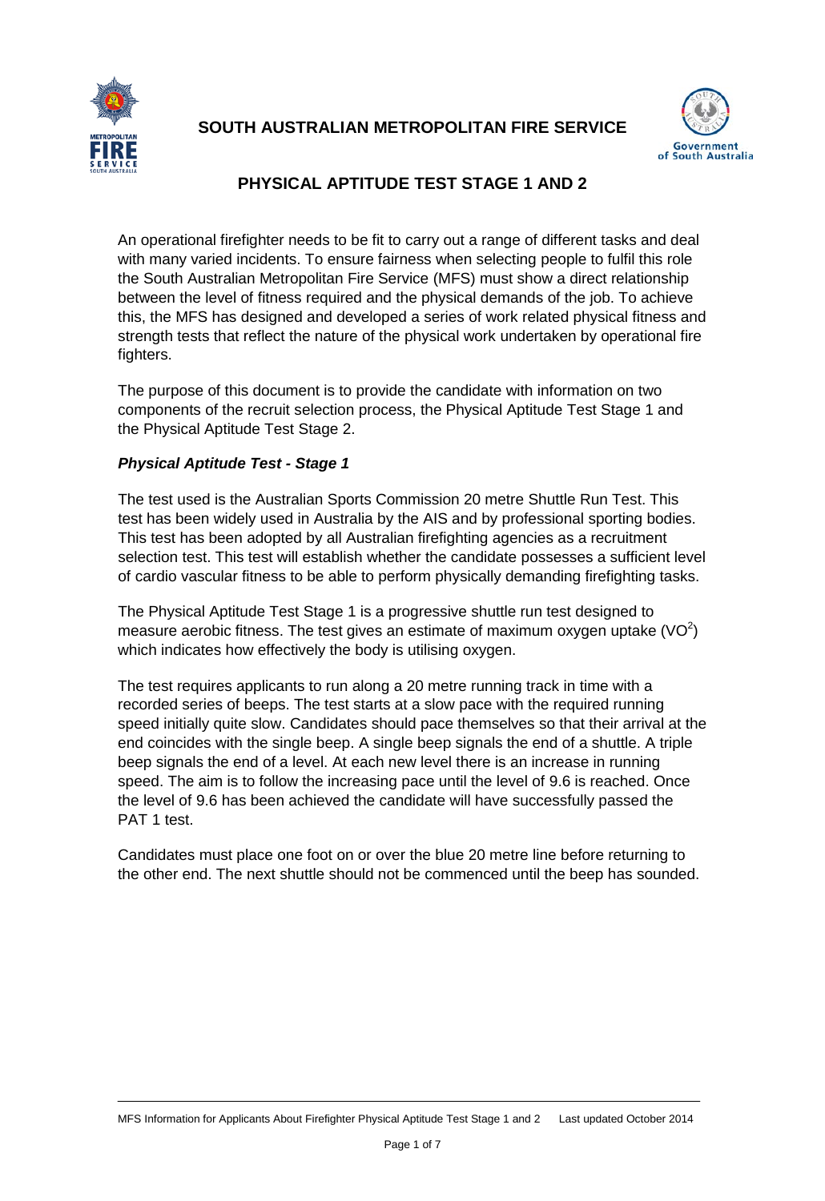**SOUTH AUSTRALIAN METROPOLITAN FIRE SERVICE**

# PHYSICAL APTITUDE TEST STAGE 1 AND 2

An operational firefighter needs to be fit to carry out a range of different tasks and deal with many varied incidents. To ensure fairness when selecting people to fulfil this role the South Australian Metropolitan Fire Service (MFS) must show a direct relationship between the level of fitness required and the physical demands of the job. To achieve this, the MFS has designed and developed a series of work related physical fitness and strength tests that reflect the nature of the physical work undertaken by operational fire fighters.

The purpose of this document is to provide the candidate with information on two components of the recruit selection process, the Physical Aptitude Test Stage 1 and the Physical Aptitude Test Stage 2.

***Physical Aptitude Test - Stage 1***

The test used is the Australian Sports Commission 20 metre Shuttle Run Test. This test has been widely used in Australia by the AIS and by professional sporting bodies. This test has been adopted by all Australian firefighting agencies as a recruitment selection test. This test will establish whether the candidate possesses a sufficient level of cardio vascular fitness to be able to perform physically demanding firefighting tasks.

The Physical Aptitude Test Stage 1 is a progressive shuttle run test designed to measure aerobic fitness. The test gives an estimate of maximum oxygen uptake ($VO^2$) which indicates how effectively the body is utilising oxygen.

The test requires applicants to run along a 20 metre running track in time with a recorded series of beeps. The test starts at a slow pace with the required running speed initially quite slow. Candidates should pace themselves so that their arrival at the end coincides with the single beep. A single beep signals the end of a shuttle. A triple beep signals the end of a level. At each new level there is an increase in running speed. The aim is to follow the increasing pace until the level of 9.6 is reached. Once the level of 9.6 has been achieved the candidate will have successfully passed the PAT 1 test.

Candidates must place one foot on or over the blue 20 metre line before returning to the other end. The next shuttle should not be commenced until the beep has sounded.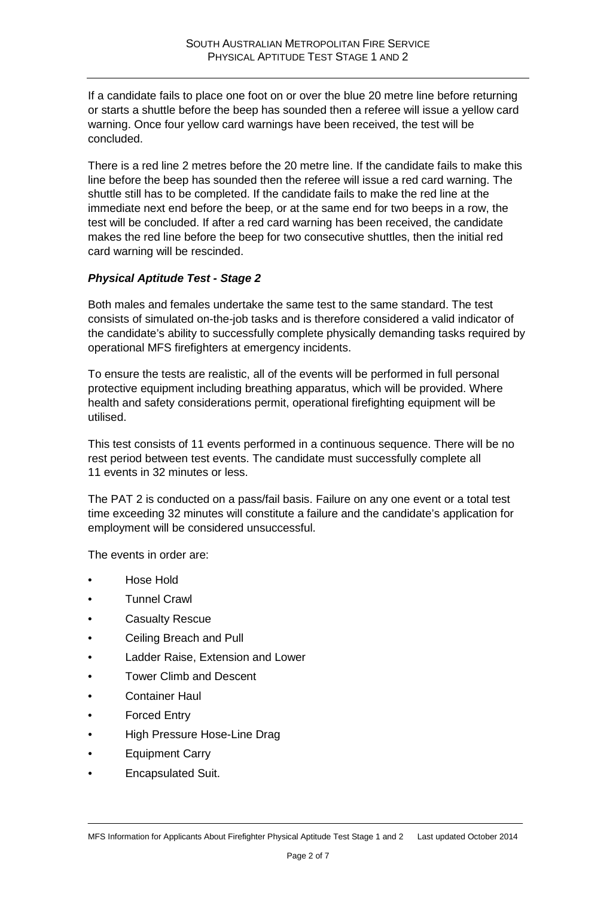If a candidate fails to place one foot on or over the blue 20 metre line before returning or starts a shuttle before the beep has sounded then a referee will issue a yellow card warning. Once four yellow card warnings have been received, the test will be concluded.

There is a red line 2 metres before the 20 metre line. If the candidate fails to make this line before the beep has sounded then the referee will issue a red card warning. The shuttle still has to be completed. If the candidate fails to make the red line at the immediate next end before the beep, or at the same end for two beeps in a row, the test will be concluded. If after a red card warning has been received, the candidate makes the red line before the beep for two consecutive shuttles, then the initial red card warning will be rescinded.

### ***Physical Aptitude Test - Stage 2***

Both males and females undertake the same test to the same standard. The test consists of simulated on-the-job tasks and is therefore considered a valid indicator of the candidate's ability to successfully complete physically demanding tasks required by operational MFS firefighters at emergency incidents.

To ensure the tests are realistic, all of the events will be performed in full personal protective equipment including breathing apparatus, which will be provided. Where health and safety considerations permit, operational firefighting equipment will be utilised.

This test consists of 11 events performed in a continuous sequence. There will be no rest period between test events. The candidate must successfully complete all 11 events in 32 minutes or less.

The PAT 2 is conducted on a pass/fail basis. Failure on any one event or a total test time exceeding 32 minutes will constitute a failure and the candidate's application for employment will be considered unsuccessful.

The events in order are:

- Hose Hold
- Tunnel Crawl
- Casualty Rescue
- Ceiling Breach and Pull
- Ladder Raise, Extension and Lower
- Tower Climb and Descent
- Container Haul
- Forced Entry
- High Pressure Hose-Line Drag
- Equipment Carry
- Encapsulated Suit.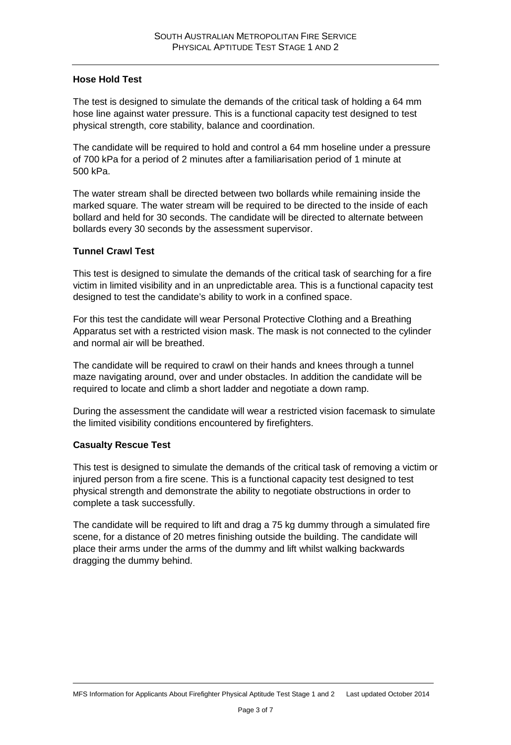## Hose Hold Test

The test is designed to simulate the demands of the critical task of holding a 64 mm hose line against water pressure. This is a functional capacity test designed to test physical strength, core stability, balance and coordination.

The candidate will be required to hold and control a 64 mm hoseline under a pressure of 700 kPa for a period of 2 minutes after a familiarisation period of 1 minute at 500 kPa.

The water stream shall be directed between two bollards while remaining inside the marked square. The water stream will be required to be directed to the inside of each bollard and held for 30 seconds. The candidate will be directed to alternate between bollards every 30 seconds by the assessment supervisor.

## Tunnel Crawl Test

This test is designed to simulate the demands of the critical task of searching for a fire victim in limited visibility and in an unpredictable area. This is a functional capacity test designed to test the candidate's ability to work in a confined space.

For this test the candidate will wear Personal Protective Clothing and a Breathing Apparatus set with a restricted vision mask. The mask is not connected to the cylinder and normal air will be breathed.

The candidate will be required to crawl on their hands and knees through a tunnel maze navigating around, over and under obstacles. In addition the candidate will be required to locate and climb a short ladder and negotiate a down ramp.

During the assessment the candidate will wear a restricted vision facemask to simulate the limited visibility conditions encountered by firefighters.

## Casualty Rescue Test

This test is designed to simulate the demands of the critical task of removing a victim or injured person from a fire scene. This is a functional capacity test designed to test physical strength and demonstrate the ability to negotiate obstructions in order to complete a task successfully.

The candidate will be required to lift and drag a 75 kg dummy through a simulated fire scene, for a distance of 20 metres finishing outside the building. The candidate will place their arms under the arms of the dummy and lift whilst walking backwards dragging the dummy behind.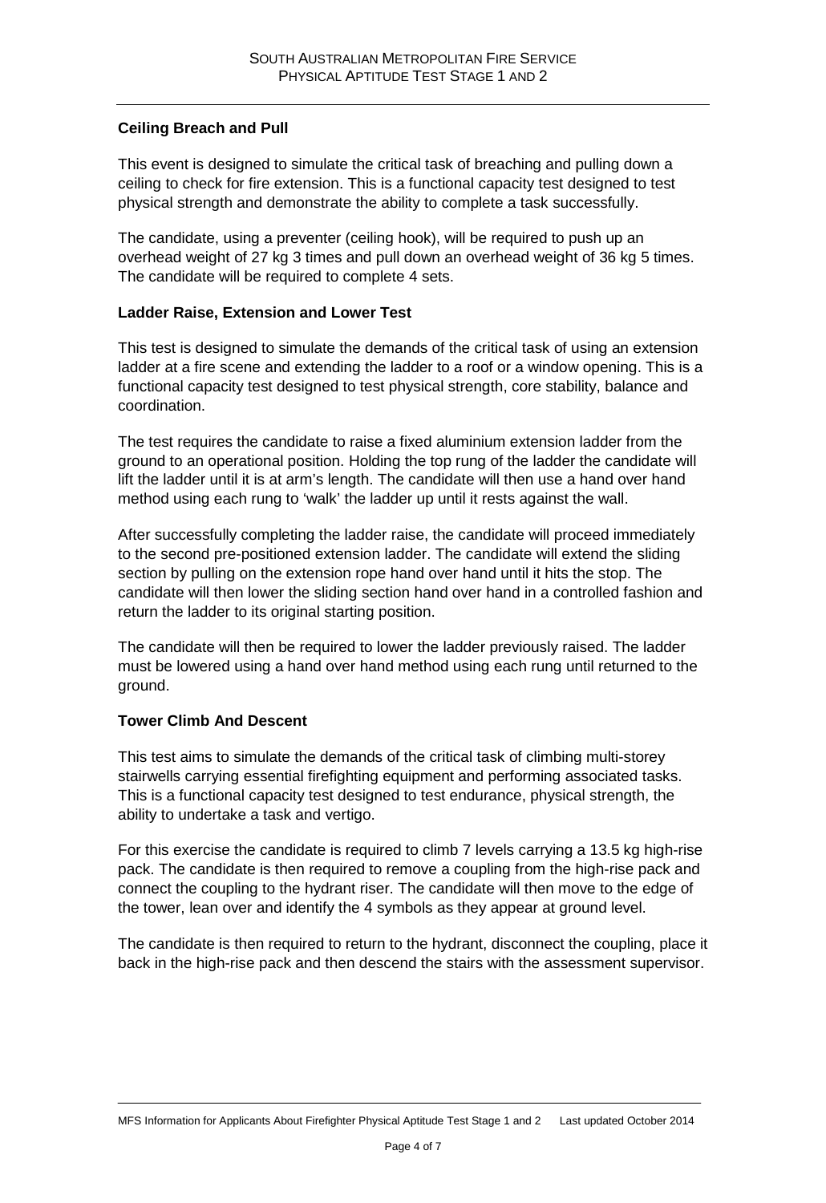## Ceiling Breach and Pull

This event is designed to simulate the critical task of breaching and pulling down a ceiling to check for fire extension. This is a functional capacity test designed to test physical strength and demonstrate the ability to complete a task successfully.

The candidate, using a preventer (ceiling hook), will be required to push up an overhead weight of 27 kg 3 times and pull down an overhead weight of 36 kg 5 times. The candidate will be required to complete 4 sets.

## Ladder Raise, Extension and Lower Test

This test is designed to simulate the demands of the critical task of using an extension ladder at a fire scene and extending the ladder to a roof or a window opening. This is a functional capacity test designed to test physical strength, core stability, balance and coordination.

The test requires the candidate to raise a fixed aluminium extension ladder from the ground to an operational position. Holding the top rung of the ladder the candidate will lift the ladder until it is at arm's length. The candidate will then use a hand over hand method using each rung to 'walk' the ladder up until it rests against the wall.

After successfully completing the ladder raise, the candidate will proceed immediately to the second pre-positioned extension ladder. The candidate will extend the sliding section by pulling on the extension rope hand over hand until it hits the stop. The candidate will then lower the sliding section hand over hand in a controlled fashion and return the ladder to its original starting position.

The candidate will then be required to lower the ladder previously raised. The ladder must be lowered using a hand over hand method using each rung until returned to the ground.

## Tower Climb And Descent

This test aims to simulate the demands of the critical task of climbing multi-storey stairwells carrying essential firefighting equipment and performing associated tasks. This is a functional capacity test designed to test endurance, physical strength, the ability to undertake a task and vertigo.

For this exercise the candidate is required to climb 7 levels carrying a 13.5 kg high-rise pack. The candidate is then required to remove a coupling from the high-rise pack and connect the coupling to the hydrant riser. The candidate will then move to the edge of the tower, lean over and identify the 4 symbols as they appear at ground level.

The candidate is then required to return to the hydrant, disconnect the coupling, place it back in the high-rise pack and then descend the stairs with the assessment supervisor.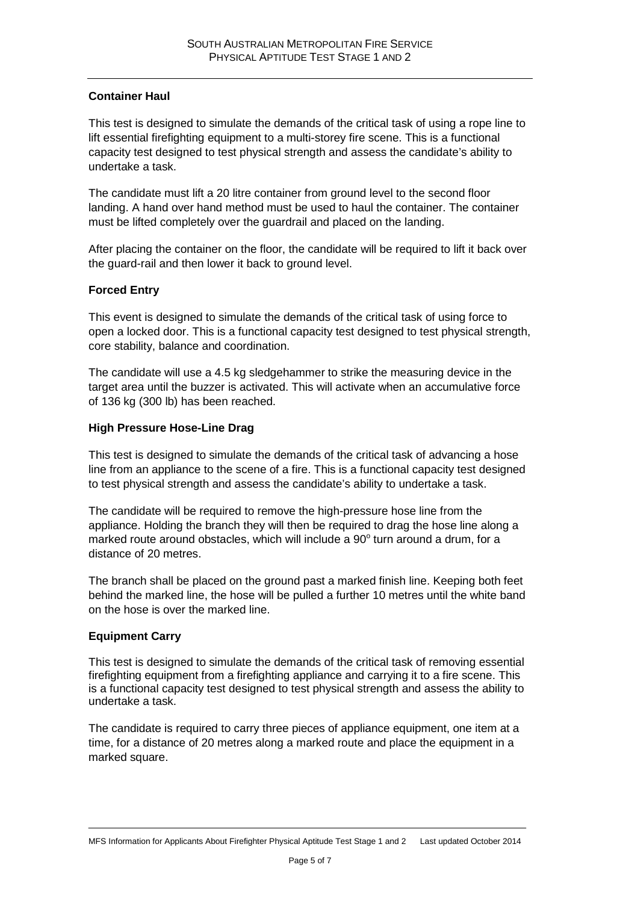## Container Haul

This test is designed to simulate the demands of the critical task of using a rope line to lift essential firefighting equipment to a multi-storey fire scene. This is a functional capacity test designed to test physical strength and assess the candidate's ability to undertake a task.

The candidate must lift a 20 litre container from ground level to the second floor landing. A hand over hand method must be used to haul the container. The container must be lifted completely over the guardrail and placed on the landing.

After placing the container on the floor, the candidate will be required to lift it back over the guard-rail and then lower it back to ground level.

## Forced Entry

This event is designed to simulate the demands of the critical task of using force to open a locked door. This is a functional capacity test designed to test physical strength, core stability, balance and coordination.

The candidate will use a 4.5 kg sledgehammer to strike the measuring device in the target area until the buzzer is activated. This will activate when an accumulative force of 136 kg (300 lb) has been reached.

## High Pressure Hose-Line Drag

This test is designed to simulate the demands of the critical task of advancing a hose line from an appliance to the scene of a fire. This is a functional capacity test designed to test physical strength and assess the candidate's ability to undertake a task.

The candidate will be required to remove the high-pressure hose line from the appliance. Holding the branch they will then be required to drag the hose line along a marked route around obstacles, which will include a $90^{o}$ turn around a drum, for a distance of 20 metres.

The branch shall be placed on the ground past a marked finish line. Keeping both feet behind the marked line, the hose will be pulled a further 10 metres until the white band on the hose is over the marked line.

## Equipment Carry

This test is designed to simulate the demands of the critical task of removing essential firefighting equipment from a firefighting appliance and carrying it to a fire scene. This is a functional capacity test designed to test physical strength and assess the ability to undertake a task.

The candidate is required to carry three pieces of appliance equipment, one item at a time, for a distance of 20 metres along a marked route and place the equipment in a marked square.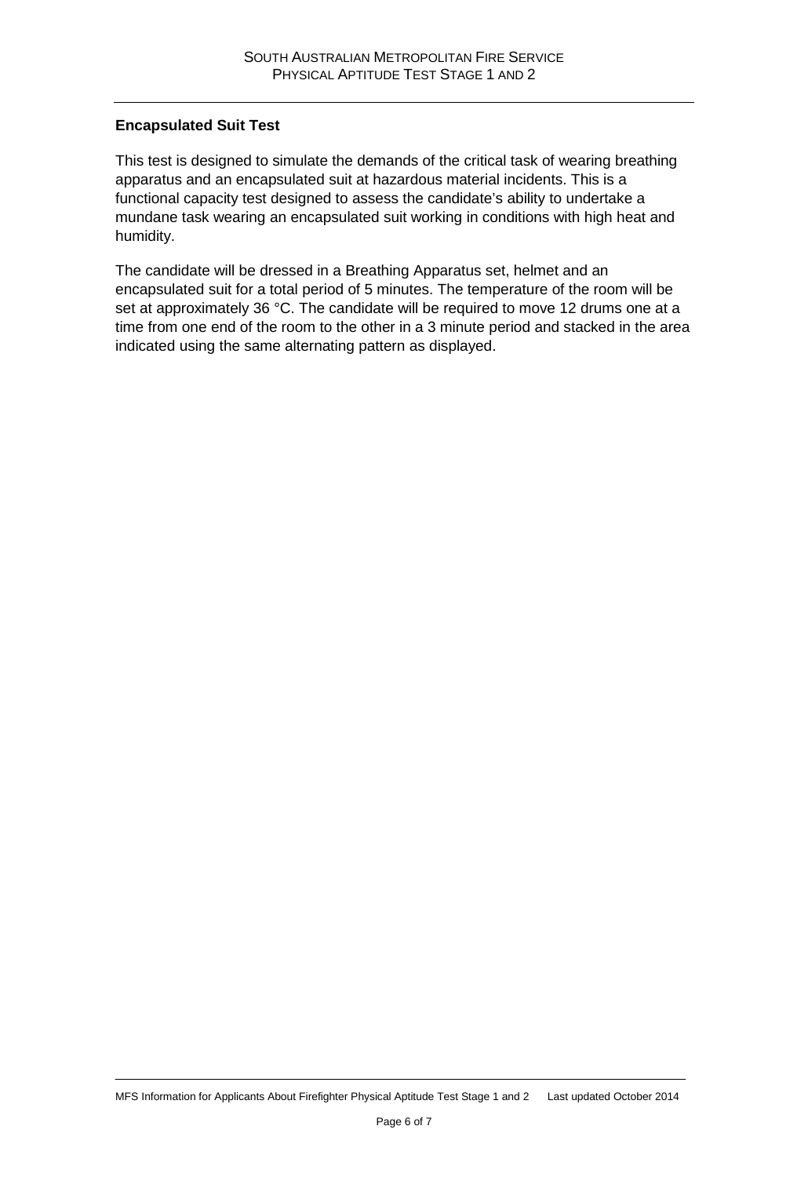**Encapsulated Suit Test**

This test is designed to simulate the demands of the critical task of wearing breathing apparatus and an encapsulated suit at hazardous material incidents. This is a functional capacity test designed to assess the candidate's ability to undertake a mundane task wearing an encapsulated suit working in conditions with high heat and humidity.

The candidate will be dressed in a Breathing Apparatus set, helmet and an encapsulated suit for a total period of 5 minutes. The temperature of the room will be set at approximately 36 °C. The candidate will be required to move 12 drums one at a time from one end of the room to the other in a 3 minute period and stacked in the area indicated using the same alternating pattern as displayed.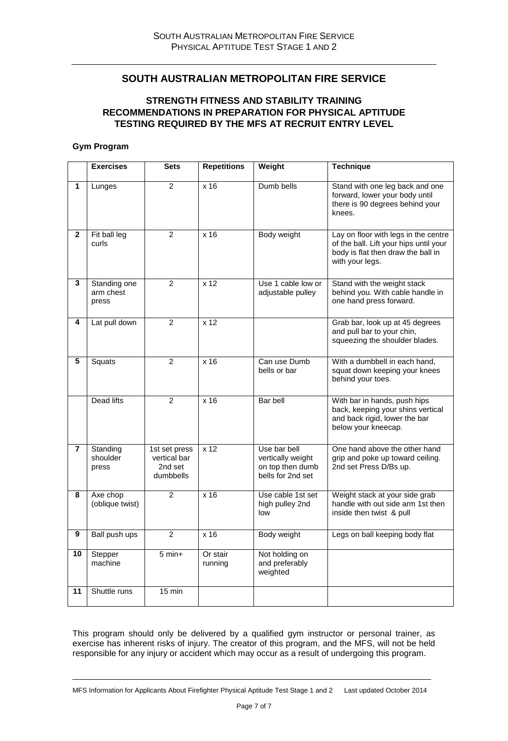## SOUTH AUSTRALIAN METROPOLITAN FIRE SERVICE

### STRENGTH FITNESS AND STABILITY TRAINING RECOMMENDATIONS IN PREPARATION FOR PHYSICAL APTITUDE TESTING REQUIRED BY THE MFS AT RECRUIT ENTRY LEVEL

**Gym Program**

| | Exercises | Sets | Repetitions | Weight | Technique |
|---|---|---|---|---|---|
| 1 | Lunges | 2 | x 16 | Dumb bells | Stand with one leg back and one forward, lower your body until there is 90 degrees behind your knees. |
| 2 | Fit ball leg curls | 2 | x 16 | Body weight | Lay on floor with legs in the centre of the ball. Lift your hips until your body is flat then draw the ball in with your legs. |
| 3 | Standing one arm chest press | 2 | x 12 | Use 1 cable low or adjustable pulley | Stand with the weight stack behind you. With cable handle in one hand press forward. |
| 4 | Lat pull down | 2 | x 12 | | Grab bar, look up at 45 degrees and pull bar to your chin, squeezing the shoulder blades. |
| 5 | Squats | 2 | x 16 | Can use Dumb bells or bar | With a dumbbell in each hand, squat down keeping your knees behind your toes. |
| | Dead lifts | 2 | x 16 | Bar bell | With bar in hands, push hips back, keeping your shins vertical and back rigid, lower the bar below your kneecap. |
| 7 | Standing shoulder press | 1st set press vertical bar 2nd set dumbbells | x 12 | Use bar bell vertically weight on top then dumb bells for 2nd set | One hand above the other hand grip and poke up toward ceiling. 2nd set Press D/Bs up. |
| 8 | Axe chop (oblique twist) | 2 | x 16 | Use cable 1st set high pulley 2nd low | Weight stack at your side grab handle with out side arm 1st then inside then twist & pull |
| 9 | Ball push ups | 2 | x 16 | Body weight | Legs on ball keeping body flat |
| 10 | Stepper machine | 5 min+ | Or stair running | Not holding on and preferably weighted | |
| 11 | Shuttle runs | 15 min | | | |

This program should only be delivered by a qualified gym instructor or personal trainer, as exercise has inherent risks of injury. The creator of this program, and the MFS, will not be held responsible for any injury or accident which may occur as a result of undergoing this program.